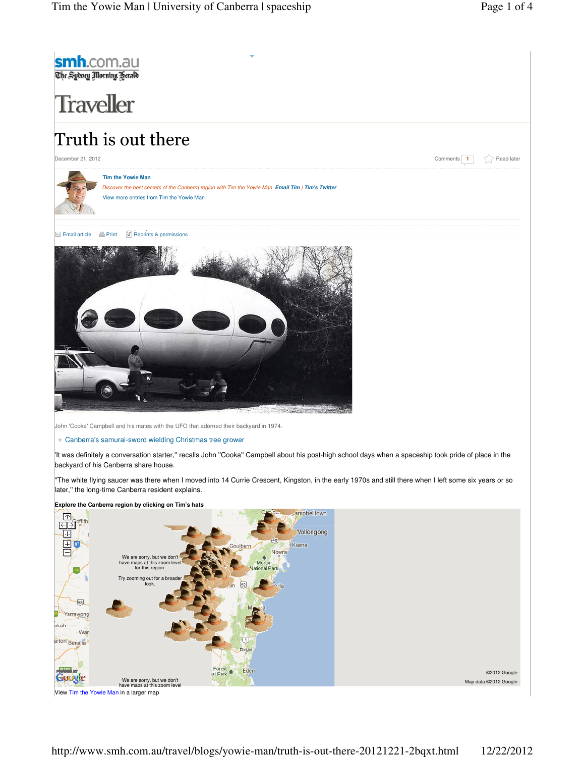smh.com.au
The Sydney Morning Herald

Traveller

# Truth is out there

December 21, 2012

Comments 1 Read later

**Tim the Yowie Man**

*Discover the best secrets of the Canberra region with Tim the Yowie Man.* ***Email Tim*** | ***Tim's Twitter***

View more entries from Tim the Yowie Man

Email article Print Reprints & permissions

John 'Cooka' Campbell and his mates with the UFO that adorned their backyard in 1974.

- Canberra's samurai-sword wielding Christmas tree grower

'It was definitely a conversation starter," recalls John "Cooka" Campbell about his post-high school days when a spaceship took pride of place in the backyard of his Canberra share house.

"The white flying saucer was there when I moved into 14 Currie Crescent, Kingston, in the early 1970s and still there when I left some six years or so later," the long-time Canberra resident explains.

**Explore the Canberra region by clicking on Tim's hats**

View Tim the Yowie Man in a larger map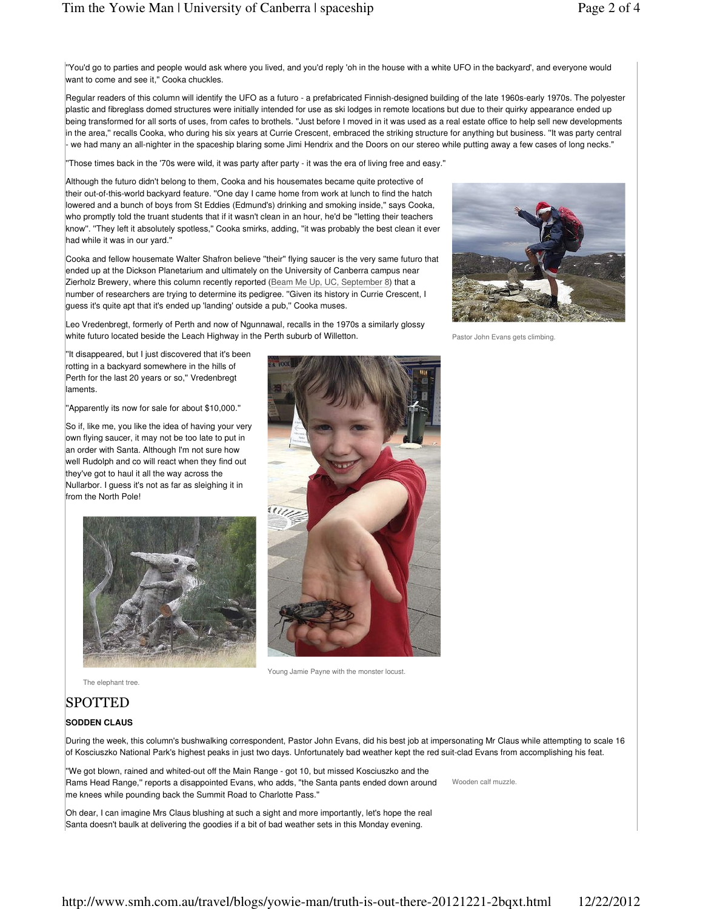"You'd go to parties and people would ask where you lived, and you'd reply 'oh in the house with a white UFO in the backyard', and everyone would want to come and see it," Cooka chuckles.

Regular readers of this column will identify the UFO as a futuro - a prefabricated Finnish-designed building of the late 1960s-early 1970s. The polyester plastic and fibreglass domed structures were initially intended for use as ski lodges in remote locations but due to their quirky appearance ended up being transformed for all sorts of uses, from cafes to brothels. "Just before I moved in it was used as a real estate office to help sell new developments in the area," recalls Cooka, who during his six years at Currie Crescent, embraced the striking structure for anything but business. "It was party central - we had many an all-nighter in the spaceship blaring some Jimi Hendrix and the Doors on our stereo while putting away a few cases of long necks."

"Those times back in the '70s were wild, it was party after party - it was the era of living free and easy."

Although the futuro didn't belong to them, Cooka and his housemates became quite protective of their out-of-this-world backyard feature. "One day I came home from work at lunch to find the hatch lowered and a bunch of boys from St Eddies (Edmund's) drinking and smoking inside," says Cooka, who promptly told the truant students that if it wasn't clean in an hour, he'd be "letting their teachers know". "They left it absolutely spotless," Cooka smirks, adding, "it was probably the best clean it ever had while it was in our yard."

Cooka and fellow housemate Walter Shafron believe "their" flying saucer is the very same futuro that ended up at the Dickson Planetarium and ultimately on the University of Canberra campus near Zierholz Brewery, where this column recently reported (Beam Me Up, UC, September 8) that a number of researchers are trying to determine its pedigree. "Given its history in Currie Crescent, I guess it's quite apt that it's ended up 'landing' outside a pub," Cooka muses.

Pastor John Evans gets climbing.

Leo Vredenbregt, formerly of Perth and now of Ngunnawal, recalls in the 1970s a similarly glossy white futuro located beside the Leach Highway in the Perth suburb of Willetton.

"It disappeared, but I just discovered that it's been rotting in a backyard somewhere in the hills of Perth for the last 20 years or so," Vredenbregt laments.

"Apparently its now for sale for about $10,000."

So if, like me, you like the idea of having your very own flying saucer, it may not be too late to put in an order with Santa. Although I'm not sure how well Rudolph and co will react when they find out they've got to haul it all the way across the Nullarbor. I guess it's not as far as sleighing it in from the North Pole!

The elephant tree.

Young Jamie Payne with the monster locust.

## SPOTTED

**SODDEN CLAUS**

During the week, this column's bushwalking correspondent, Pastor John Evans, did his best job at impersonating Mr Claus while attempting to scale 16 of Kosciuszko National Park's highest peaks in just two days. Unfortunately bad weather kept the red suit-clad Evans from accomplishing his feat.

"We got blown, rained and whited-out off the Main Range - got 10, but missed Kosciuszko and the Rams Head Range," reports a disappointed Evans, who adds, "the Santa pants ended down around me knees while pounding back the Summit Road to Charlotte Pass."

Wooden calf muzzle.

Oh dear, I can imagine Mrs Claus blushing at such a sight and more importantly, let's hope the real Santa doesn't baulk at delivering the goodies if a bit of bad weather sets in this Monday evening.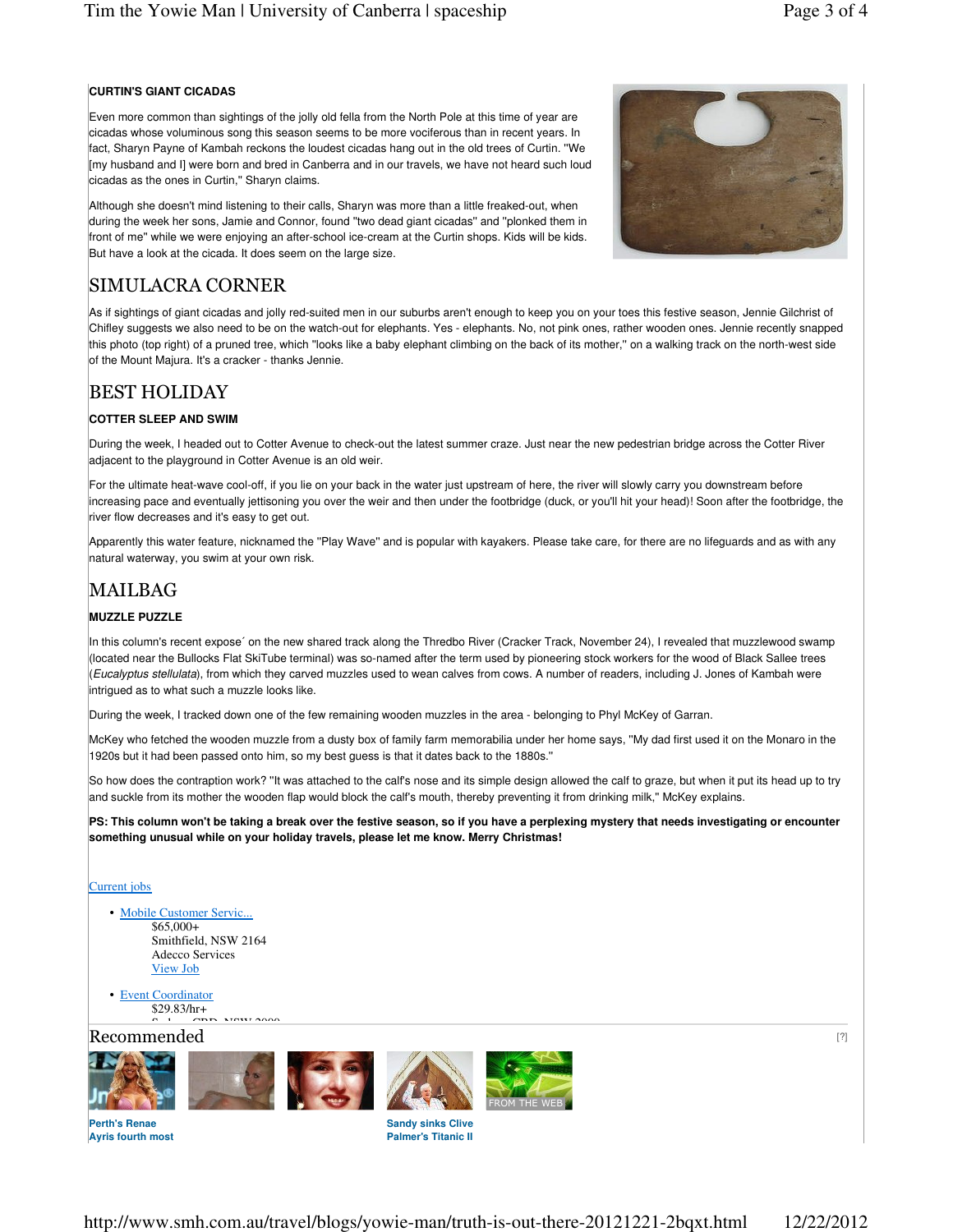**CURTIN'S GIANT CICADAS**

Even more common than sightings of the jolly old fella from the North Pole at this time of year are cicadas whose voluminous song this season seems to be more vociferous than in recent years. In fact, Sharyn Payne of Kambah reckons the loudest cicadas hang out in the old trees of Curtin. "We [my husband and I] were born and bred in Canberra and in our travels, we have not heard such loud cicadas as the ones in Curtin," Sharyn claims.

Although she doesn't mind listening to their calls, Sharyn was more than a little freaked-out, when during the week her sons, Jamie and Connor, found "two dead giant cicadas" and "plonked them in front of me" while we were enjoying an after-school ice-cream at the Curtin shops. Kids will be kids. But have a look at the cicada. It does seem on the large size.

## SIMULACRA CORNER

As if sightings of giant cicadas and jolly red-suited men in our suburbs aren't enough to keep you on your toes this festive season, Jennie Gilchrist of Chifley suggests we also need to be on the watch-out for elephants. Yes - elephants. No, not pink ones, rather wooden ones. Jennie recently snapped this photo (top right) of a pruned tree, which "looks like a baby elephant climbing on the back of its mother," on a walking track on the north-west side of the Mount Majura. It's a cracker - thanks Jennie.

## BEST HOLIDAY

**COTTER SLEEP AND SWIM**

During the week, I headed out to Cotter Avenue to check-out the latest summer craze. Just near the new pedestrian bridge across the Cotter River adjacent to the playground in Cotter Avenue is an old weir.

For the ultimate heat-wave cool-off, if you lie on your back in the water just upstream of here, the river will slowly carry you downstream before increasing pace and eventually jettisoning you over the weir and then under the footbridge (duck, or you'll hit your head)! Soon after the footbridge, the river flow decreases and it's easy to get out.

Apparently this water feature, nicknamed the "Play Wave" and is popular with kayakers. Please take care, for there are no lifeguards and as with any natural waterway, you swim at your own risk.

## MAILBAG

**MUZZLE PUZZLE**

In this column's recent expose´ on the new shared track along the Thredbo River (Cracker Track, November 24), I revealed that muzzlewood swamp (located near the Bullocks Flat SkiTube terminal) was so-named after the term used by pioneering stock workers for the wood of Black Sallee trees (*Eucalyptus stellulata*), from which they carved muzzles used to wean calves from cows. A number of readers, including J. Jones of Kambah were intrigued as to what such a muzzle looks like.

During the week, I tracked down one of the few remaining wooden muzzles in the area - belonging to Phyl McKey of Garran.

McKey who fetched the wooden muzzle from a dusty box of family farm memorabilia under her home says, "My dad first used it on the Monaro in the 1920s but it had been passed onto him, so my best guess is that it dates back to the 1880s."

So how does the contraption work? "It was attached to the calf's nose and its simple design allowed the calf to graze, but when it put its head up to try and suckle from its mother the wooden flap would block the calf's mouth, thereby preventing it from drinking milk," McKey explains.

**PS: This column won't be taking a break over the festive season, so if you have a perplexing mystery that needs investigating or encounter something unusual while on your holiday travels, please let me know. Merry Christmas!**

Current jobs

- Mobile Customer Servic...
  $65,000+
  Smithfield, NSW 2164
  Adecco Services
  View Job
- Event Coordinator
  $29.83/hr+

Recommended [?]

Perth's Renae Ayris fourth most

Sandy sinks Clive Palmer's Titanic II

FROM THE WEB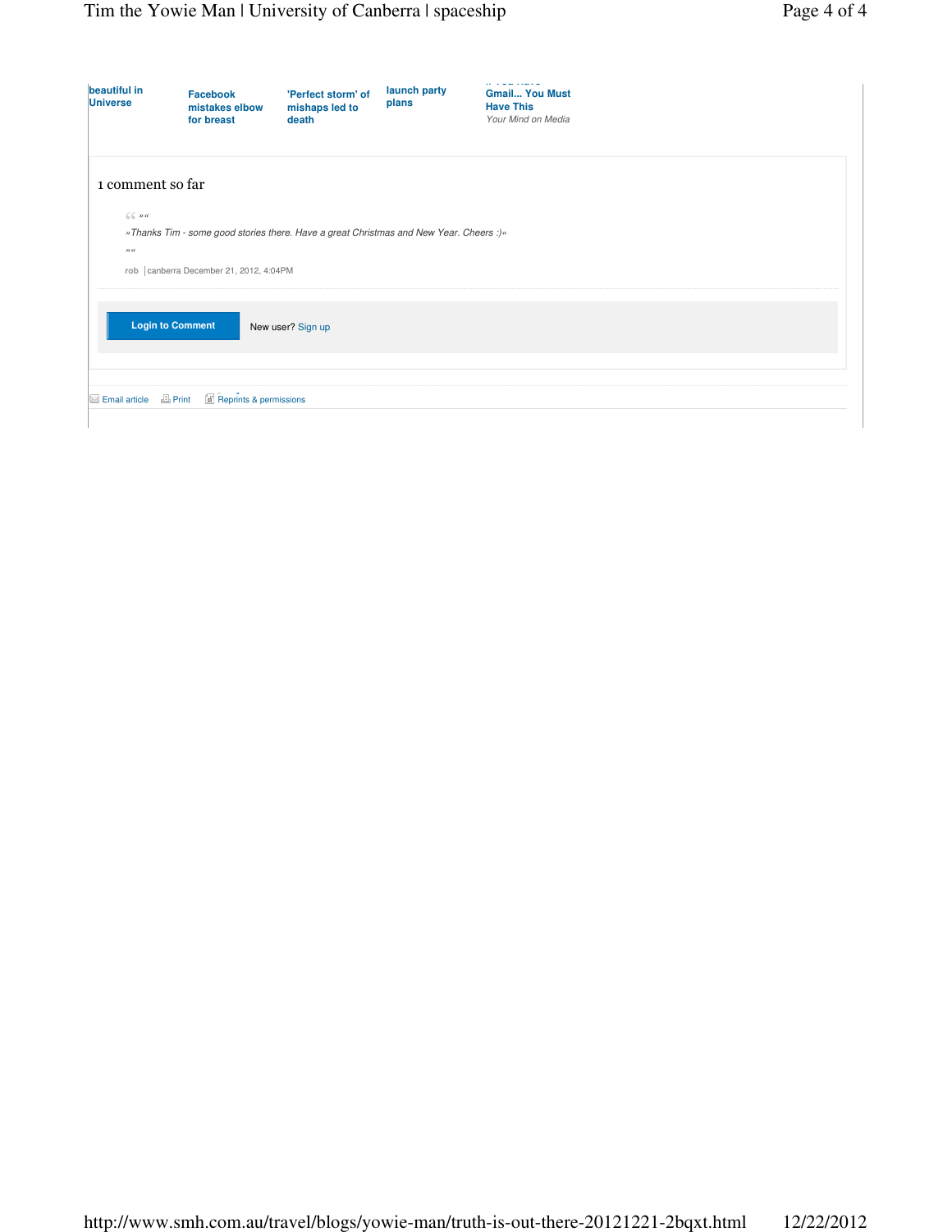**beautiful in Universe**

**Facebook mistakes elbow for breast**

**'Perfect storm' of mishaps led to death**

**launch party plans**

**Gmail... You Must Have This**
*Your Mind on Media*

1 comment so far

»«

*»Thanks Tim - some good stories there. Have a great Christmas and New Year. Cheers :)«*

»«

rob | canberra December 21, 2012, 4:04PM

**Login to Comment** New user? Sign up

Email article Print Reprints & permissions